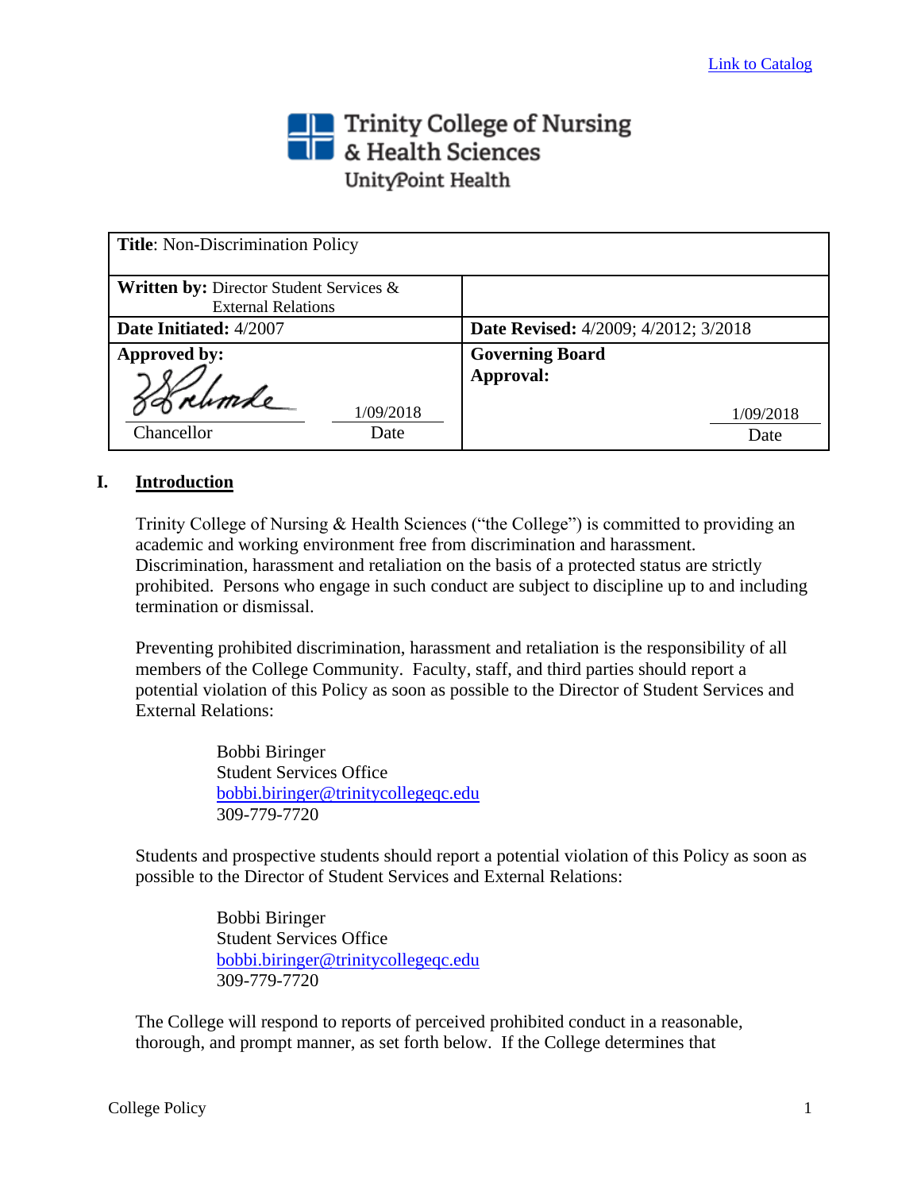Link to Catalog

Trinity College of Nursing & Health Sciences
UnityPoint Health

| **Title**: Non-Discrimination Policy | |
|---|---|
| **Written by:** Director Student Services & External Relations | |
| **Date Initiated:** 4/2007 | **Date Revised:** 4/2009; 4/2012; 3/2018 |
| **Approved by:** [signature] Chancellor 1/09/2018 Date | **Governing Board Approval:** 1/09/2018 Date |

## I. Introduction

Trinity College of Nursing & Health Sciences ("the College") is committed to providing an academic and working environment free from discrimination and harassment. Discrimination, harassment and retaliation on the basis of a protected status are strictly prohibited. Persons who engage in such conduct are subject to discipline up to and including termination or dismissal.

Preventing prohibited discrimination, harassment and retaliation is the responsibility of all members of the College Community. Faculty, staff, and third parties should report a potential violation of this Policy as soon as possible to the Director of Student Services and External Relations:

> Bobbi Biringer
> Student Services Office
> bobbi.biringer@trinitycollegeqc.edu
> 309-779-7720

Students and prospective students should report a potential violation of this Policy as soon as possible to the Director of Student Services and External Relations:

> Bobbi Biringer
> Student Services Office
> bobbi.biringer@trinitycollegeqc.edu
> 309-779-7720

The College will respond to reports of perceived prohibited conduct in a reasonable, thorough, and prompt manner, as set forth below. If the College determines that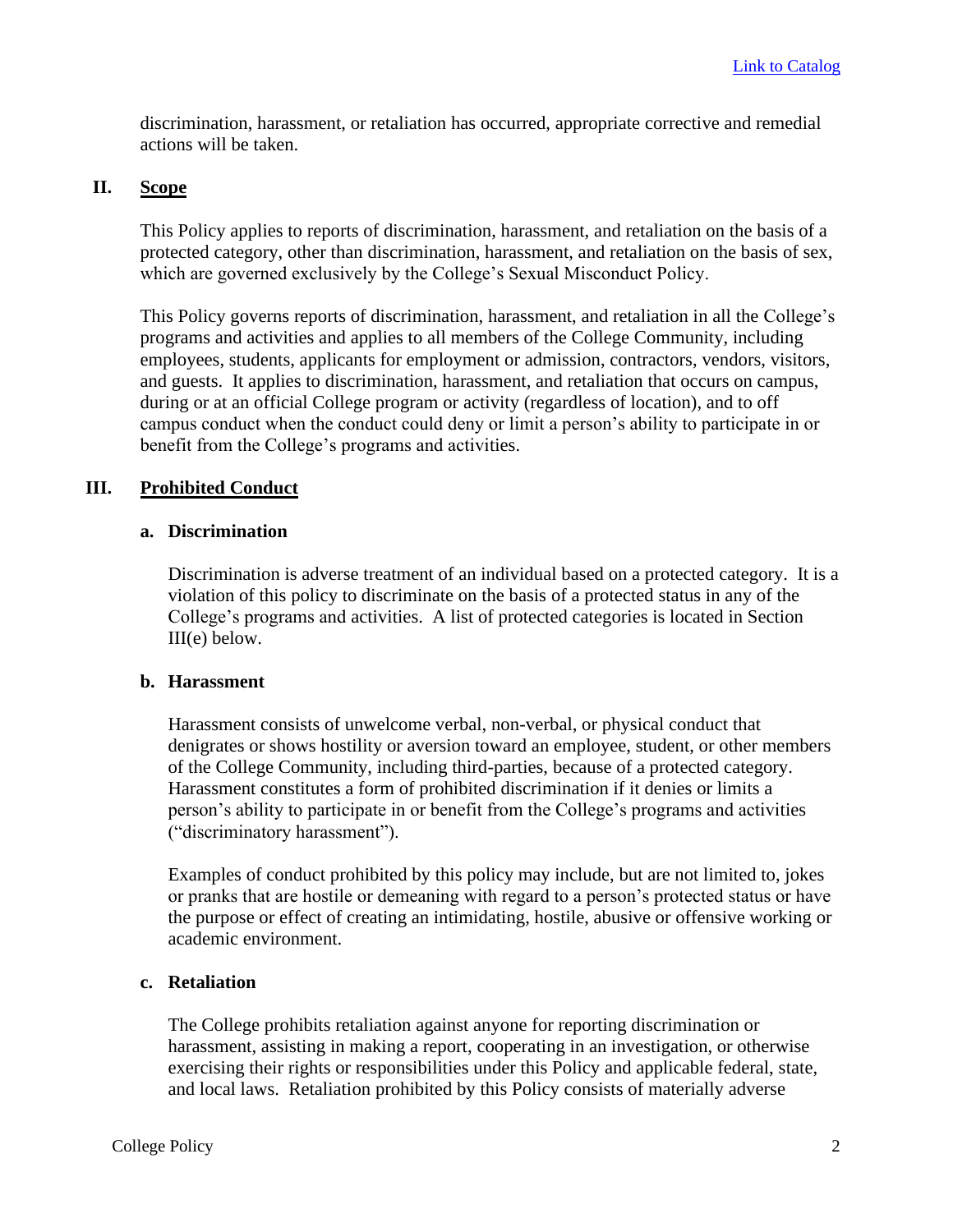[Link to Catalog]

discrimination, harassment, or retaliation has occurred, appropriate corrective and remedial actions will be taken.

## II. Scope

This Policy applies to reports of discrimination, harassment, and retaliation on the basis of a protected category, other than discrimination, harassment, and retaliation on the basis of sex, which are governed exclusively by the College's Sexual Misconduct Policy.

This Policy governs reports of discrimination, harassment, and retaliation in all the College's programs and activities and applies to all members of the College Community, including employees, students, applicants for employment or admission, contractors, vendors, visitors, and guests. It applies to discrimination, harassment, and retaliation that occurs on campus, during or at an official College program or activity (regardless of location), and to off campus conduct when the conduct could deny or limit a person's ability to participate in or benefit from the College's programs and activities.

## III. Prohibited Conduct

### a. Discrimination

Discrimination is adverse treatment of an individual based on a protected category. It is a violation of this policy to discriminate on the basis of a protected status in any of the College's programs and activities. A list of protected categories is located in Section III(e) below.

### b. Harassment

Harassment consists of unwelcome verbal, non-verbal, or physical conduct that denigrates or shows hostility or aversion toward an employee, student, or other members of the College Community, including third-parties, because of a protected category. Harassment constitutes a form of prohibited discrimination if it denies or limits a person's ability to participate in or benefit from the College's programs and activities ("discriminatory harassment").

Examples of conduct prohibited by this policy may include, but are not limited to, jokes or pranks that are hostile or demeaning with regard to a person's protected status or have the purpose or effect of creating an intimidating, hostile, abusive or offensive working or academic environment.

### c. Retaliation

The College prohibits retaliation against anyone for reporting discrimination or harassment, assisting in making a report, cooperating in an investigation, or otherwise exercising their rights or responsibilities under this Policy and applicable federal, state, and local laws. Retaliation prohibited by this Policy consists of materially adverse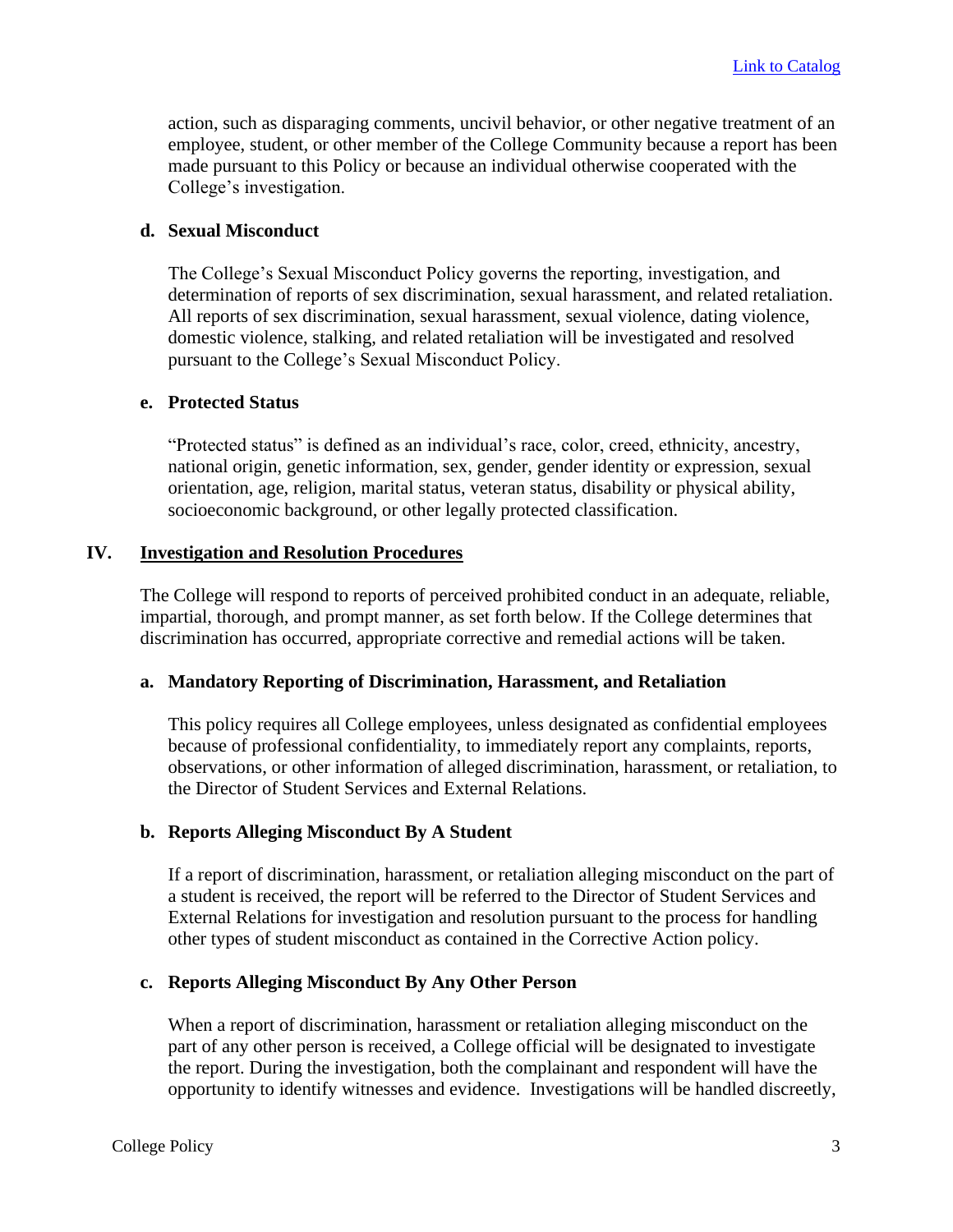action, such as disparaging comments, uncivil behavior, or other negative treatment of an employee, student, or other member of the College Community because a report has been made pursuant to this Policy or because an individual otherwise cooperated with the College's investigation.

### d. Sexual Misconduct

The College's Sexual Misconduct Policy governs the reporting, investigation, and determination of reports of sex discrimination, sexual harassment, and related retaliation. All reports of sex discrimination, sexual harassment, sexual violence, dating violence, domestic violence, stalking, and related retaliation will be investigated and resolved pursuant to the College's Sexual Misconduct Policy.

### e. Protected Status

"Protected status" is defined as an individual's race, color, creed, ethnicity, ancestry, national origin, genetic information, sex, gender, gender identity or expression, sexual orientation, age, religion, marital status, veteran status, disability or physical ability, socioeconomic background, or other legally protected classification.

## IV. Investigation and Resolution Procedures

The College will respond to reports of perceived prohibited conduct in an adequate, reliable, impartial, thorough, and prompt manner, as set forth below. If the College determines that discrimination has occurred, appropriate corrective and remedial actions will be taken.

### a. Mandatory Reporting of Discrimination, Harassment, and Retaliation

This policy requires all College employees, unless designated as confidential employees because of professional confidentiality, to immediately report any complaints, reports, observations, or other information of alleged discrimination, harassment, or retaliation, to the Director of Student Services and External Relations.

### b. Reports Alleging Misconduct By A Student

If a report of discrimination, harassment, or retaliation alleging misconduct on the part of a student is received, the report will be referred to the Director of Student Services and External Relations for investigation and resolution pursuant to the process for handling other types of student misconduct as contained in the Corrective Action policy.

### c. Reports Alleging Misconduct By Any Other Person

When a report of discrimination, harassment or retaliation alleging misconduct on the part of any other person is received, a College official will be designated to investigate the report. During the investigation, both the complainant and respondent will have the opportunity to identify witnesses and evidence. Investigations will be handled discreetly,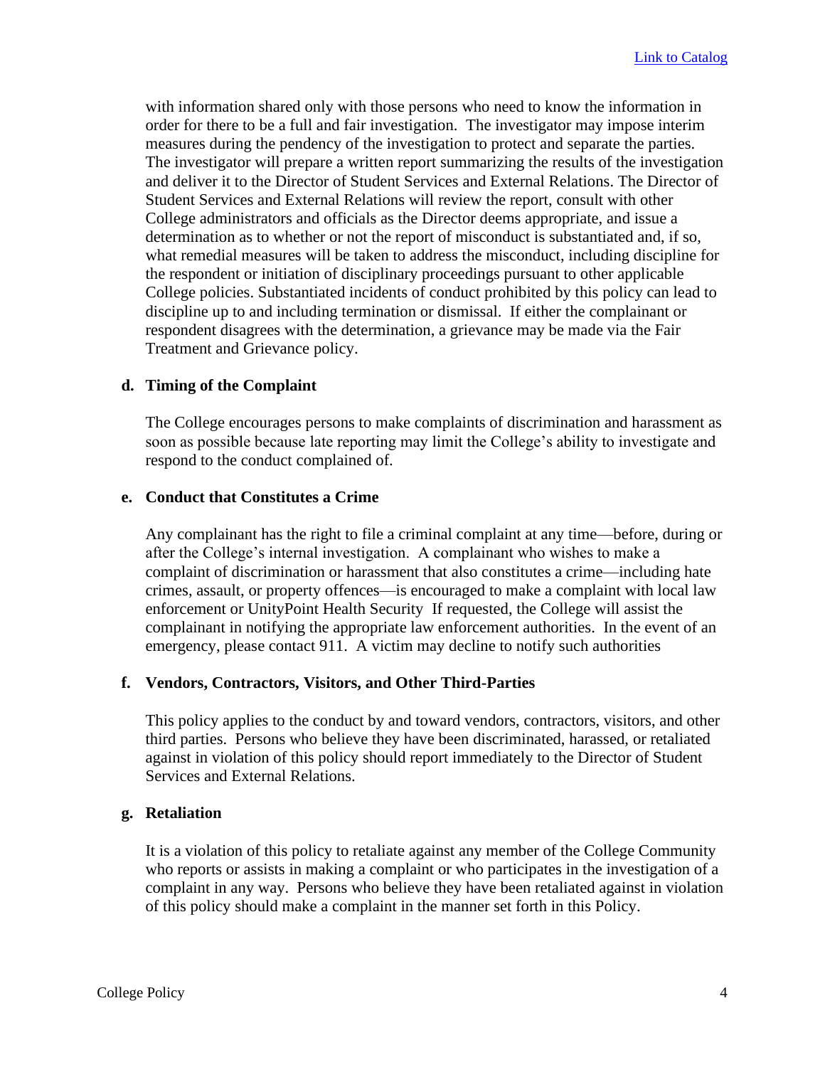with information shared only with those persons who need to know the information in order for there to be a full and fair investigation. The investigator may impose interim measures during the pendency of the investigation to protect and separate the parties. The investigator will prepare a written report summarizing the results of the investigation and deliver it to the Director of Student Services and External Relations. The Director of Student Services and External Relations will review the report, consult with other College administrators and officials as the Director deems appropriate, and issue a determination as to whether or not the report of misconduct is substantiated and, if so, what remedial measures will be taken to address the misconduct, including discipline for the respondent or initiation of disciplinary proceedings pursuant to other applicable College policies. Substantiated incidents of conduct prohibited by this policy can lead to discipline up to and including termination or dismissal. If either the complainant or respondent disagrees with the determination, a grievance may be made via the Fair Treatment and Grievance policy.

**d. Timing of the Complaint**

The College encourages persons to make complaints of discrimination and harassment as soon as possible because late reporting may limit the College's ability to investigate and respond to the conduct complained of.

**e. Conduct that Constitutes a Crime**

Any complainant has the right to file a criminal complaint at any time—before, during or after the College's internal investigation. A complainant who wishes to make a complaint of discrimination or harassment that also constitutes a crime—including hate crimes, assault, or property offences—is encouraged to make a complaint with local law enforcement or UnityPoint Health Security If requested, the College will assist the complainant in notifying the appropriate law enforcement authorities. In the event of an emergency, please contact 911. A victim may decline to notify such authorities

**f. Vendors, Contractors, Visitors, and Other Third-Parties**

This policy applies to the conduct by and toward vendors, contractors, visitors, and other third parties. Persons who believe they have been discriminated, harassed, or retaliated against in violation of this policy should report immediately to the Director of Student Services and External Relations.

**g. Retaliation**

It is a violation of this policy to retaliate against any member of the College Community who reports or assists in making a complaint or who participates in the investigation of a complaint in any way. Persons who believe they have been retaliated against in violation of this policy should make a complaint in the manner set forth in this Policy.